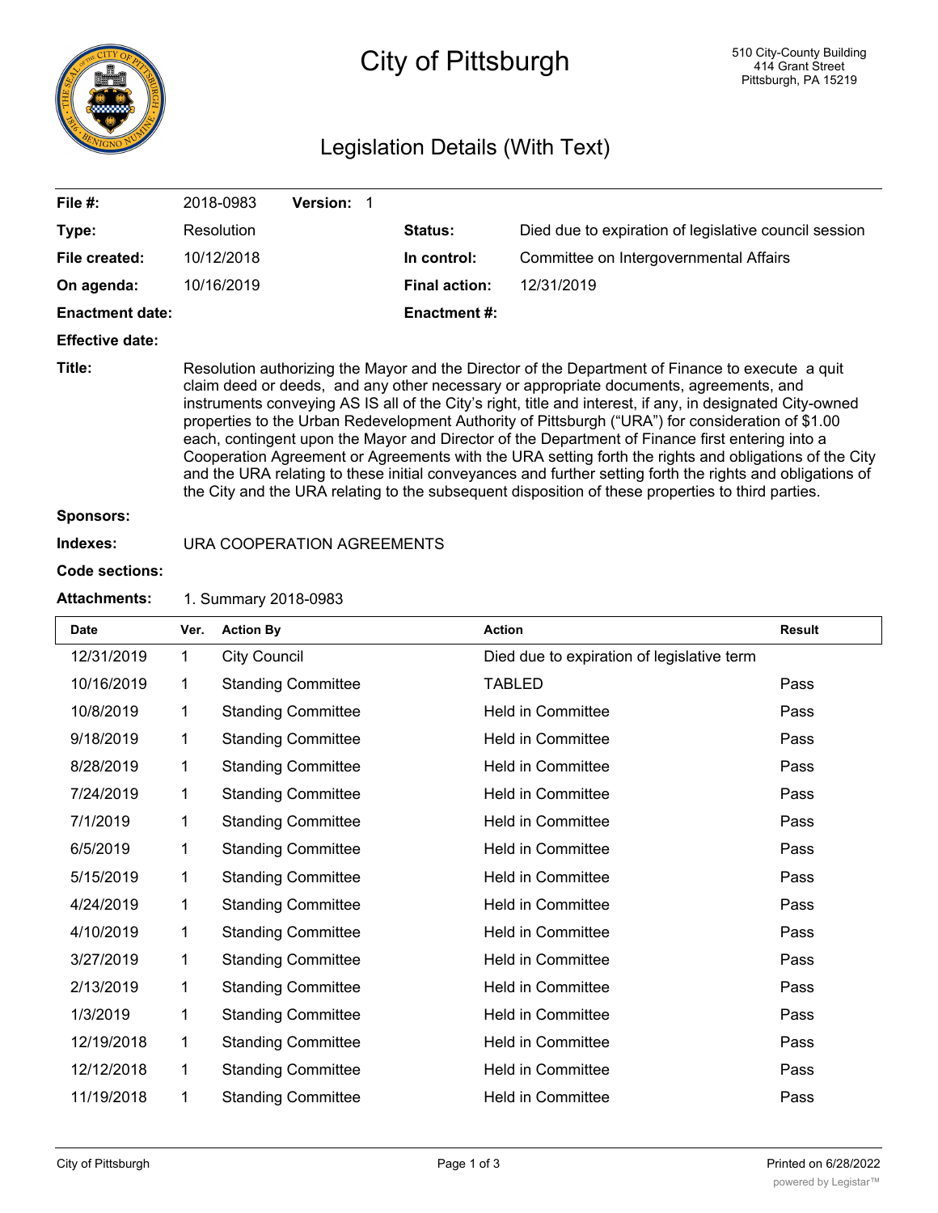# City of Pittsburgh

510 City-County Building
414 Grant Street
Pittsburgh, PA 15219

## Legislation Details (With Text)

| | | | |
|---|---|---|---|
| **File #:** | 2018-0983 **Version:** 1 | | |
| **Type:** | Resolution | **Status:** | Died due to expiration of legislative council session |
| **File created:** | 10/12/2018 | **In control:** | Committee on Intergovernmental Affairs |
| **On agenda:** | 10/16/2019 | **Final action:** | 12/31/2019 |
| **Enactment date:** | | **Enactment #:** | |
| **Effective date:** | | | |

**Title:** Resolution authorizing the Mayor and the Director of the Department of Finance to execute a quit claim deed or deeds, and any other necessary or appropriate documents, agreements, and instruments conveying AS IS all of the City's right, title and interest, if any, in designated City-owned properties to the Urban Redevelopment Authority of Pittsburgh ("URA") for consideration of $1.00 each, contingent upon the Mayor and Director of the Department of Finance first entering into a Cooperation Agreement or Agreements with the URA setting forth the rights and obligations of the City and the URA relating to these initial conveyances and further setting forth the rights and obligations of the City and the URA relating to the subsequent disposition of these properties to third parties.

**Sponsors:**

**Indexes:** URA COOPERATION AGREEMENTS

**Code sections:**

**Attachments:** 1. Summary 2018-0983

| Date | Ver. | Action By | Action | Result |
|---|---|---|---|---|
| 12/31/2019 | 1 | City Council | Died due to expiration of legislative term | |
| 10/16/2019 | 1 | Standing Committee | TABLED | Pass |
| 10/8/2019 | 1 | Standing Committee | Held in Committee | Pass |
| 9/18/2019 | 1 | Standing Committee | Held in Committee | Pass |
| 8/28/2019 | 1 | Standing Committee | Held in Committee | Pass |
| 7/24/2019 | 1 | Standing Committee | Held in Committee | Pass |
| 7/1/2019 | 1 | Standing Committee | Held in Committee | Pass |
| 6/5/2019 | 1 | Standing Committee | Held in Committee | Pass |
| 5/15/2019 | 1 | Standing Committee | Held in Committee | Pass |
| 4/24/2019 | 1 | Standing Committee | Held in Committee | Pass |
| 4/10/2019 | 1 | Standing Committee | Held in Committee | Pass |
| 3/27/2019 | 1 | Standing Committee | Held in Committee | Pass |
| 2/13/2019 | 1 | Standing Committee | Held in Committee | Pass |
| 1/3/2019 | 1 | Standing Committee | Held in Committee | Pass |
| 12/19/2018 | 1 | Standing Committee | Held in Committee | Pass |
| 12/12/2018 | 1 | Standing Committee | Held in Committee | Pass |
| 11/19/2018 | 1 | Standing Committee | Held in Committee | Pass |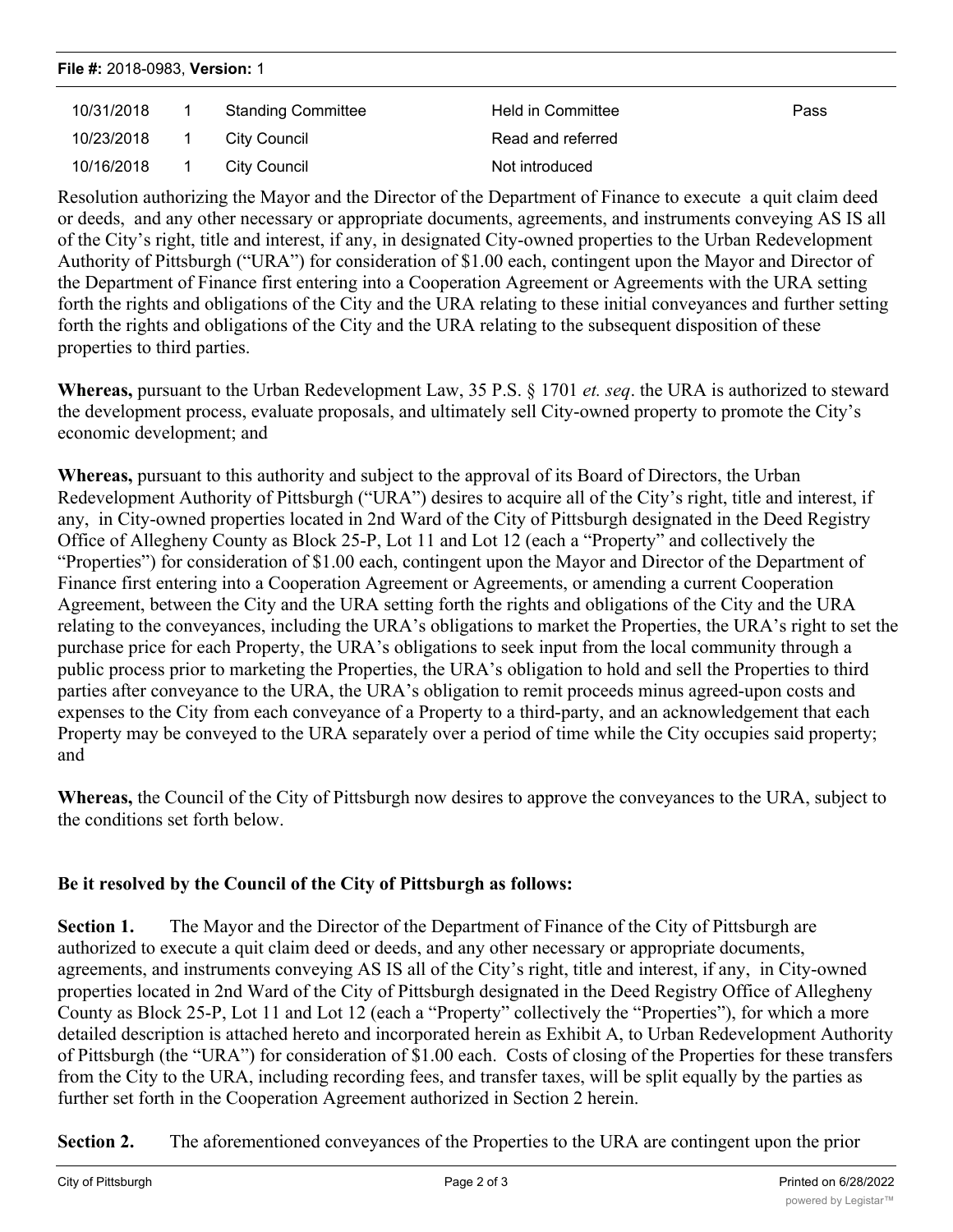| 10/31/2018 | 1 | Standing Committee | Held in Committee | Pass |
|---|---|---|---|---|
| 10/23/2018 | 1 | City Council | Read and referred | |
| 10/16/2018 | 1 | City Council | Not introduced | |

Resolution authorizing the Mayor and the Director of the Department of Finance to execute a quit claim deed or deeds, and any other necessary or appropriate documents, agreements, and instruments conveying AS IS all of the City's right, title and interest, if any, in designated City-owned properties to the Urban Redevelopment Authority of Pittsburgh ("URA") for consideration of $1.00 each, contingent upon the Mayor and Director of the Department of Finance first entering into a Cooperation Agreement or Agreements with the URA setting forth the rights and obligations of the City and the URA relating to these initial conveyances and further setting forth the rights and obligations of the City and the URA relating to the subsequent disposition of these properties to third parties.

**Whereas,** pursuant to the Urban Redevelopment Law, 35 P.S. § 1701 *et. seq*. the URA is authorized to steward the development process, evaluate proposals, and ultimately sell City-owned property to promote the City's economic development; and

**Whereas,** pursuant to this authority and subject to the approval of its Board of Directors, the Urban Redevelopment Authority of Pittsburgh ("URA") desires to acquire all of the City's right, title and interest, if any, in City-owned properties located in 2nd Ward of the City of Pittsburgh designated in the Deed Registry Office of Allegheny County as Block 25-P, Lot 11 and Lot 12 (each a "Property" and collectively the "Properties") for consideration of $1.00 each, contingent upon the Mayor and Director of the Department of Finance first entering into a Cooperation Agreement or Agreements, or amending a current Cooperation Agreement, between the City and the URA setting forth the rights and obligations of the City and the URA relating to the conveyances, including the URA's obligations to market the Properties, the URA's right to set the purchase price for each Property, the URA's obligations to seek input from the local community through a public process prior to marketing the Properties, the URA's obligation to hold and sell the Properties to third parties after conveyance to the URA, the URA's obligation to remit proceeds minus agreed-upon costs and expenses to the City from each conveyance of a Property to a third-party, and an acknowledgement that each Property may be conveyed to the URA separately over a period of time while the City occupies said property; and

**Whereas,** the Council of the City of Pittsburgh now desires to approve the conveyances to the URA, subject to the conditions set forth below.

**Be it resolved by the Council of the City of Pittsburgh as follows:**

**Section 1.** The Mayor and the Director of the Department of Finance of the City of Pittsburgh are authorized to execute a quit claim deed or deeds, and any other necessary or appropriate documents, agreements, and instruments conveying AS IS all of the City's right, title and interest, if any, in City-owned properties located in 2nd Ward of the City of Pittsburgh designated in the Deed Registry Office of Allegheny County as Block 25-P, Lot 11 and Lot 12 (each a "Property" collectively the "Properties"), for which a more detailed description is attached hereto and incorporated herein as Exhibit A, to Urban Redevelopment Authority of Pittsburgh (the "URA") for consideration of $1.00 each. Costs of closing of the Properties for these transfers from the City to the URA, including recording fees, and transfer taxes, will be split equally by the parties as further set forth in the Cooperation Agreement authorized in Section 2 herein.

**Section 2.** The aforementioned conveyances of the Properties to the URA are contingent upon the prior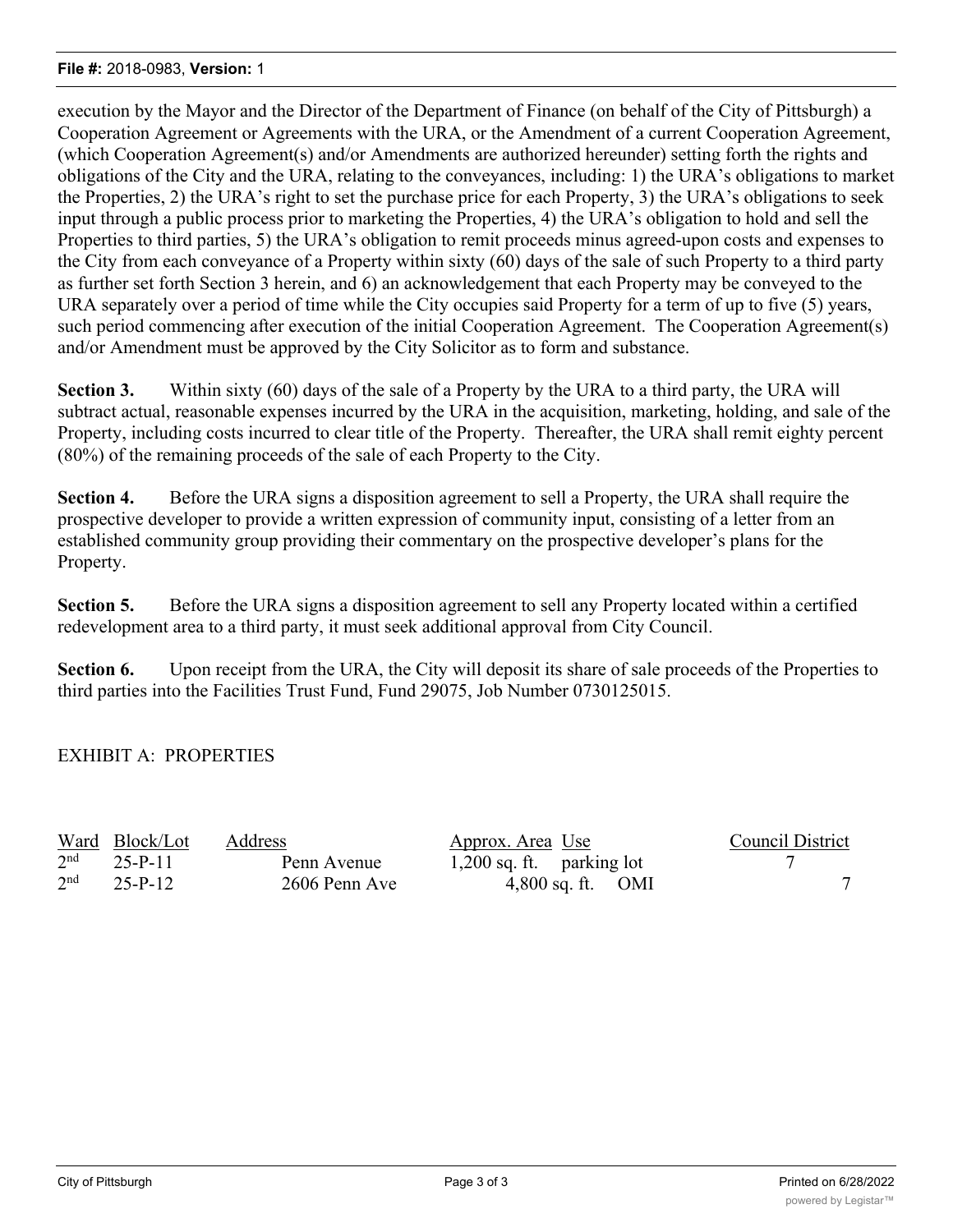execution by the Mayor and the Director of the Department of Finance (on behalf of the City of Pittsburgh) a Cooperation Agreement or Agreements with the URA, or the Amendment of a current Cooperation Agreement, (which Cooperation Agreement(s) and/or Amendments are authorized hereunder) setting forth the rights and obligations of the City and the URA, relating to the conveyances, including: 1) the URA's obligations to market the Properties, 2) the URA's right to set the purchase price for each Property, 3) the URA's obligations to seek input through a public process prior to marketing the Properties, 4) the URA's obligation to hold and sell the Properties to third parties, 5) the URA's obligation to remit proceeds minus agreed-upon costs and expenses to the City from each conveyance of a Property within sixty (60) days of the sale of such Property to a third party as further set forth Section 3 herein, and 6) an acknowledgement that each Property may be conveyed to the URA separately over a period of time while the City occupies said Property for a term of up to five (5) years, such period commencing after execution of the initial Cooperation Agreement. The Cooperation Agreement(s) and/or Amendment must be approved by the City Solicitor as to form and substance.

**Section 3.** Within sixty (60) days of the sale of a Property by the URA to a third party, the URA will subtract actual, reasonable expenses incurred by the URA in the acquisition, marketing, holding, and sale of the Property, including costs incurred to clear title of the Property. Thereafter, the URA shall remit eighty percent (80%) of the remaining proceeds of the sale of each Property to the City.

**Section 4.** Before the URA signs a disposition agreement to sell a Property, the URA shall require the prospective developer to provide a written expression of community input, consisting of a letter from an established community group providing their commentary on the prospective developer's plans for the Property.

**Section 5.** Before the URA signs a disposition agreement to sell any Property located within a certified redevelopment area to a third party, it must seek additional approval from City Council.

**Section 6.** Upon receipt from the URA, the City will deposit its share of sale proceeds of the Properties to third parties into the Facilities Trust Fund, Fund 29075, Job Number 0730125015.

EXHIBIT A: PROPERTIES

| Ward | Block/Lot | Address | Approx. Area | Use | Council District |
|---|---|---|---|---|---|
| 2nd | 25-P-11 | Penn Avenue | 1,200 sq. ft. | parking lot | 7 |
| 2nd | 25-P-12 | 2606 Penn Ave | 4,800 sq. ft. | OMI | 7 |